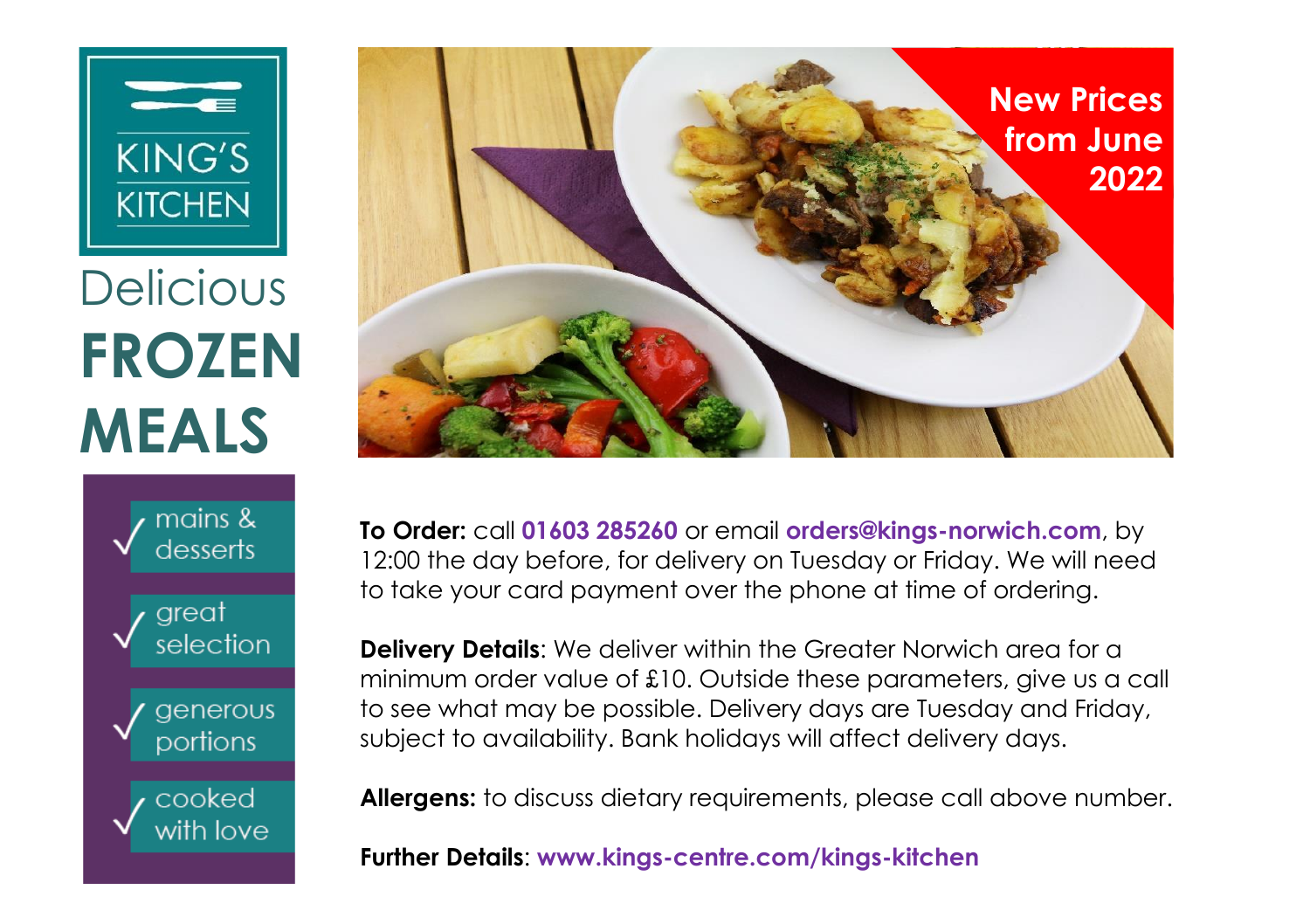# KING'S KITCHEN

# Delicious **FROZEN MEALS**

**New Prices from June 2022**

- mains & desserts
- great selection
- generous portions
- cooked with love

**To Order:** call **01603 285260** or email **orders@kings-norwich.com**, by 12:00 the day before, for delivery on Tuesday or Friday. We will need to take your card payment over the phone at time of ordering.

**Delivery Details**: We deliver within the Greater Norwich area for a minimum order value of £10. Outside these parameters, give us a call to see what may be possible. Delivery days are Tuesday and Friday, subject to availability. Bank holidays will affect delivery days.

**Allergens:** to discuss dietary requirements, please call above number.

**Further Details**: **www.kings-centre.com/kings-kitchen**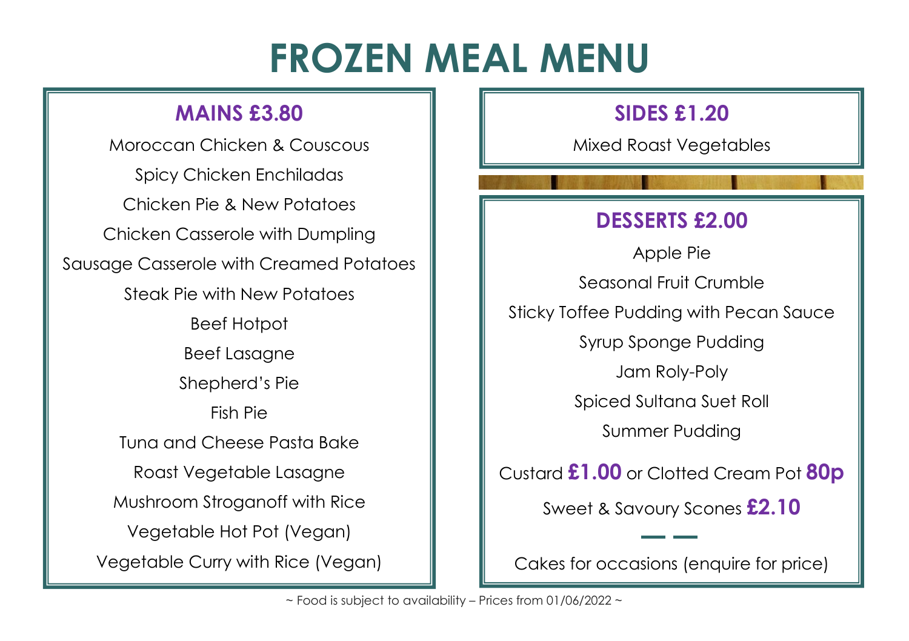# FROZEN MEAL MENU

## MAINS £3.80

Moroccan Chicken & Couscous

Spicy Chicken Enchiladas

Chicken Pie & New Potatoes

Chicken Casserole with Dumpling

Sausage Casserole with Creamed Potatoes

Steak Pie with New Potatoes

Beef Hotpot

Beef Lasagne

Shepherd's Pie

Fish Pie

Tuna and Cheese Pasta Bake

Roast Vegetable Lasagne

Mushroom Stroganoff with Rice

Vegetable Hot Pot (Vegan)

Vegetable Curry with Rice (Vegan)

## SIDES £1.20

Mixed Roast Vegetables

## DESSERTS £2.00

Apple Pie

Seasonal Fruit Crumble

Sticky Toffee Pudding with Pecan Sauce

Syrup Sponge Pudding

Jam Roly-Poly

Spiced Sultana Suet Roll

Summer Pudding

Custard **£1.00** or Clotted Cream Pot **80p**

Sweet & Savoury Scones **£2.10**

Cakes for occasions (enquire for price)

~ Food is subject to availability – Prices from 01/06/2022 ~